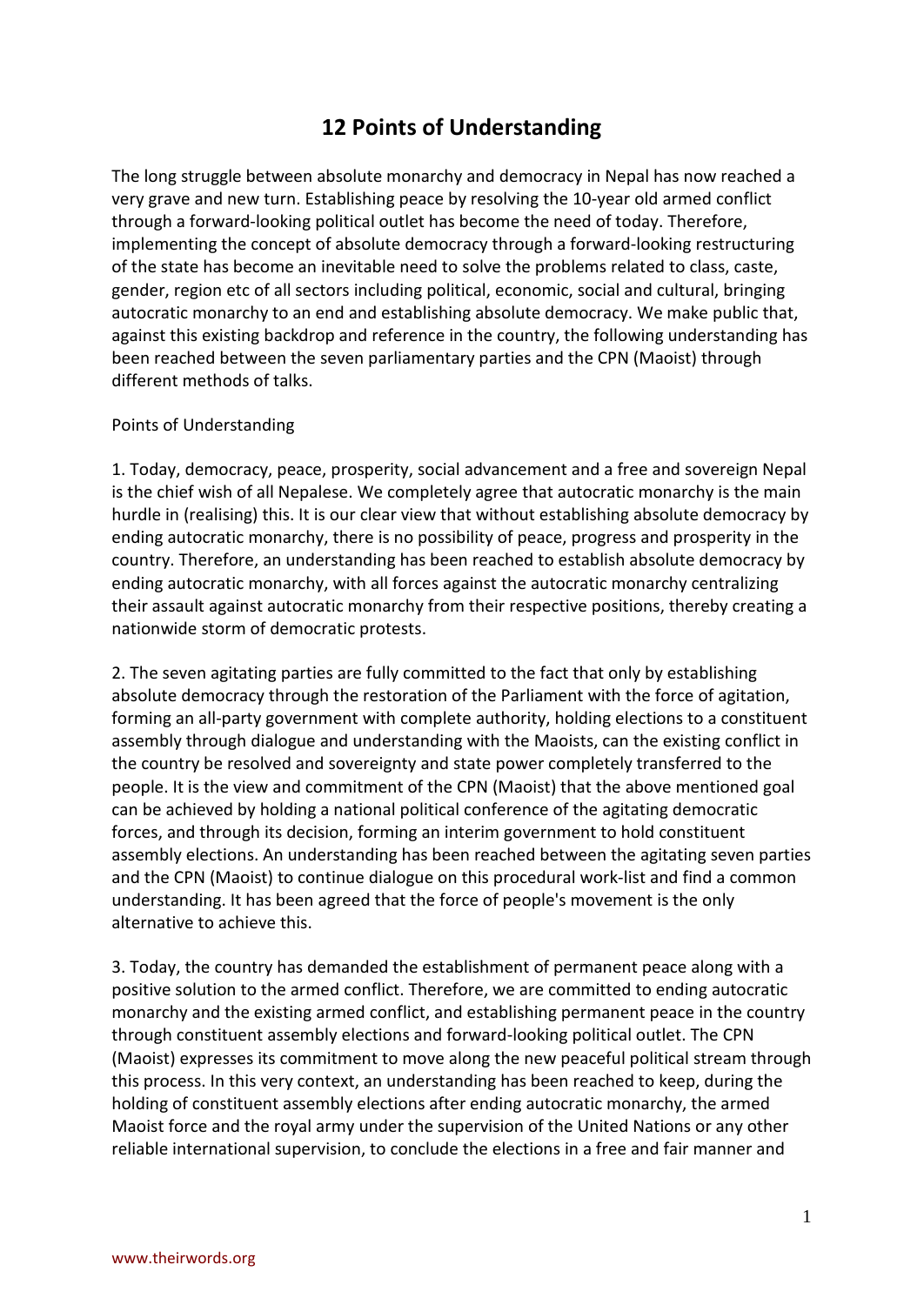# 12 Points of Understanding

The long struggle between absolute monarchy and democracy in Nepal has now reached a very grave and new turn. Establishing peace by resolving the 10-year old armed conflict through a forward-looking political outlet has become the need of today. Therefore, implementing the concept of absolute democracy through a forward-looking restructuring of the state has become an inevitable need to solve the problems related to class, caste, gender, region etc of all sectors including political, economic, social and cultural, bringing autocratic monarchy to an end and establishing absolute democracy. We make public that, against this existing backdrop and reference in the country, the following understanding has been reached between the seven parliamentary parties and the CPN (Maoist) through different methods of talks.

Points of Understanding

1. Today, democracy, peace, prosperity, social advancement and a free and sovereign Nepal is the chief wish of all Nepalese. We completely agree that autocratic monarchy is the main hurdle in (realising) this. It is our clear view that without establishing absolute democracy by ending autocratic monarchy, there is no possibility of peace, progress and prosperity in the country. Therefore, an understanding has been reached to establish absolute democracy by ending autocratic monarchy, with all forces against the autocratic monarchy centralizing their assault against autocratic monarchy from their respective positions, thereby creating a nationwide storm of democratic protests.

2. The seven agitating parties are fully committed to the fact that only by establishing absolute democracy through the restoration of the Parliament with the force of agitation, forming an all-party government with complete authority, holding elections to a constituent assembly through dialogue and understanding with the Maoists, can the existing conflict in the country be resolved and sovereignty and state power completely transferred to the people. It is the view and commitment of the CPN (Maoist) that the above mentioned goal can be achieved by holding a national political conference of the agitating democratic forces, and through its decision, forming an interim government to hold constituent assembly elections. An understanding has been reached between the agitating seven parties and the CPN (Maoist) to continue dialogue on this procedural work-list and find a common understanding. It has been agreed that the force of people's movement is the only alternative to achieve this.

3. Today, the country has demanded the establishment of permanent peace along with a positive solution to the armed conflict. Therefore, we are committed to ending autocratic monarchy and the existing armed conflict, and establishing permanent peace in the country through constituent assembly elections and forward-looking political outlet. The CPN (Maoist) expresses its commitment to move along the new peaceful political stream through this process. In this very context, an understanding has been reached to keep, during the holding of constituent assembly elections after ending autocratic monarchy, the armed Maoist force and the royal army under the supervision of the United Nations or any other reliable international supervision, to conclude the elections in a free and fair manner and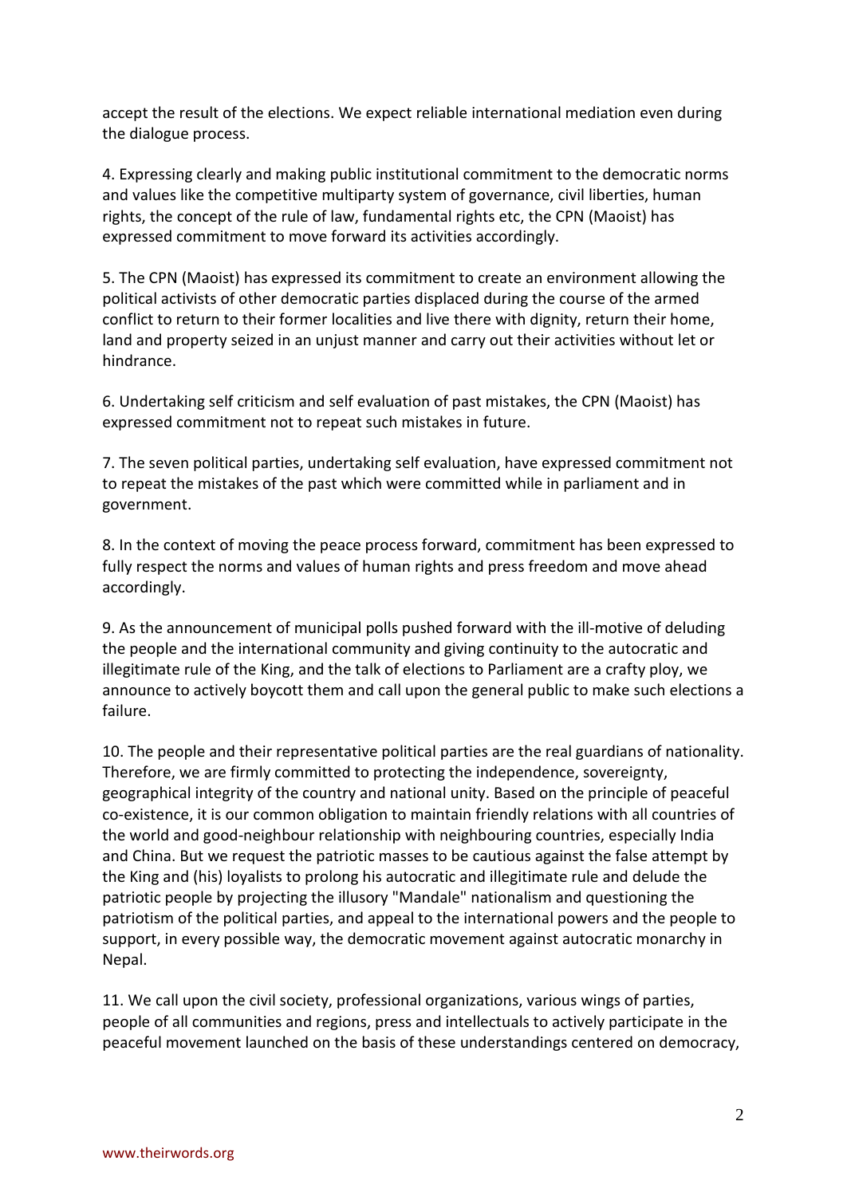accept the result of the elections. We expect reliable international mediation even during the dialogue process.

4. Expressing clearly and making public institutional commitment to the democratic norms and values like the competitive multiparty system of governance, civil liberties, human rights, the concept of the rule of law, fundamental rights etc, the CPN (Maoist) has expressed commitment to move forward its activities accordingly.

5. The CPN (Maoist) has expressed its commitment to create an environment allowing the political activists of other democratic parties displaced during the course of the armed conflict to return to their former localities and live there with dignity, return their home, land and property seized in an unjust manner and carry out their activities without let or hindrance.

6. Undertaking self criticism and self evaluation of past mistakes, the CPN (Maoist) has expressed commitment not to repeat such mistakes in future.

7. The seven political parties, undertaking self evaluation, have expressed commitment not to repeat the mistakes of the past which were committed while in parliament and in government.

8. In the context of moving the peace process forward, commitment has been expressed to fully respect the norms and values of human rights and press freedom and move ahead accordingly.

9. As the announcement of municipal polls pushed forward with the ill-motive of deluding the people and the international community and giving continuity to the autocratic and illegitimate rule of the King, and the talk of elections to Parliament are a crafty ploy, we announce to actively boycott them and call upon the general public to make such elections a failure.

10. The people and their representative political parties are the real guardians of nationality. Therefore, we are firmly committed to protecting the independence, sovereignty, geographical integrity of the country and national unity. Based on the principle of peaceful co-existence, it is our common obligation to maintain friendly relations with all countries of the world and good-neighbour relationship with neighbouring countries, especially India and China. But we request the patriotic masses to be cautious against the false attempt by the King and (his) loyalists to prolong his autocratic and illegitimate rule and delude the patriotic people by projecting the illusory "Mandale" nationalism and questioning the patriotism of the political parties, and appeal to the international powers and the people to support, in every possible way, the democratic movement against autocratic monarchy in Nepal.

11. We call upon the civil society, professional organizations, various wings of parties, people of all communities and regions, press and intellectuals to actively participate in the peaceful movement launched on the basis of these understandings centered on democracy,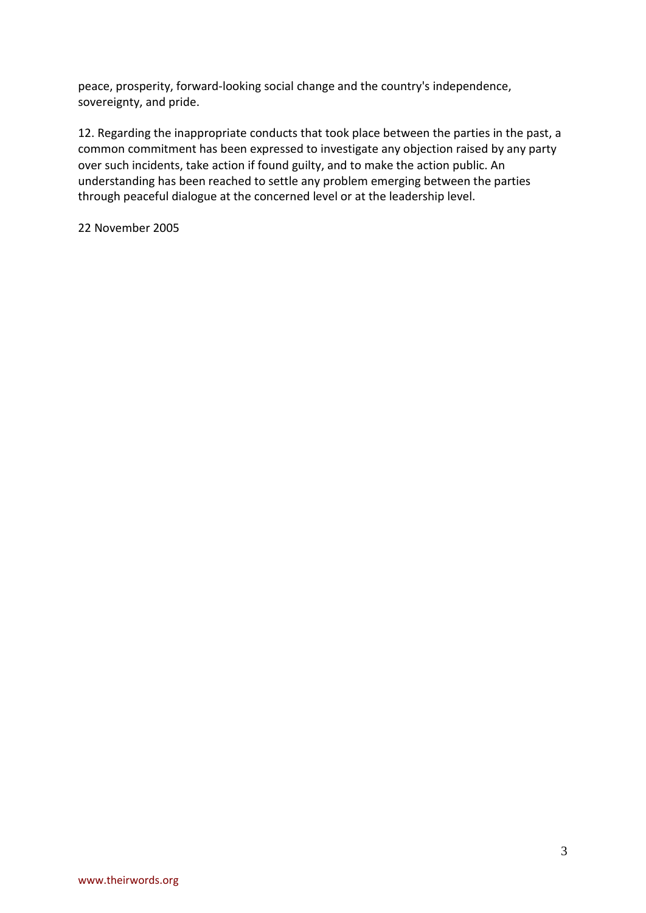peace, prosperity, forward-looking social change and the country's independence, sovereignty, and pride.

12. Regarding the inappropriate conducts that took place between the parties in the past, a common commitment has been expressed to investigate any objection raised by any party over such incidents, take action if found guilty, and to make the action public. An understanding has been reached to settle any problem emerging between the parties through peaceful dialogue at the concerned level or at the leadership level.

22 November 2005